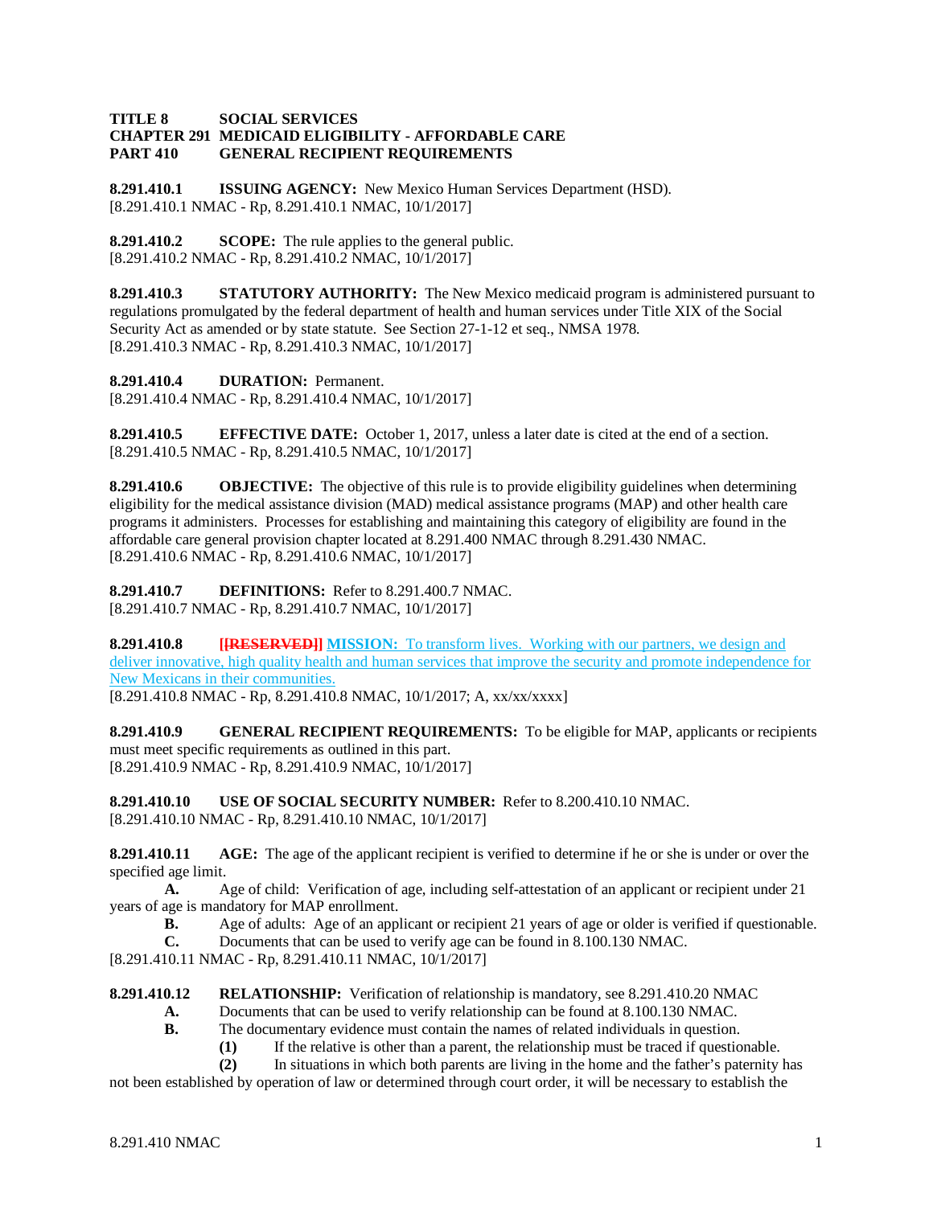**TITLE 8 SOCIAL SERVICES**
**CHAPTER 291 MEDICAID ELIGIBILITY - AFFORDABLE CARE**
**PART 410 GENERAL RECIPIENT REQUIREMENTS**

**8.291.410.1 ISSUING AGENCY:** New Mexico Human Services Department (HSD).
[8.291.410.1 NMAC - Rp, 8.291.410.1 NMAC, 10/1/2017]

**8.291.410.2 SCOPE:** The rule applies to the general public.
[8.291.410.2 NMAC - Rp, 8.291.410.2 NMAC, 10/1/2017]

**8.291.410.3 STATUTORY AUTHORITY:** The New Mexico medicaid program is administered pursuant to regulations promulgated by the federal department of health and human services under Title XIX of the Social Security Act as amended or by state statute. See Section 27-1-12 et seq., NMSA 1978.
[8.291.410.3 NMAC - Rp, 8.291.410.3 NMAC, 10/1/2017]

**8.291.410.4 DURATION:** Permanent.
[8.291.410.4 NMAC - Rp, 8.291.410.4 NMAC, 10/1/2017]

**8.291.410.5 EFFECTIVE DATE:** October 1, 2017, unless a later date is cited at the end of a section.
[8.291.410.5 NMAC - Rp, 8.291.410.5 NMAC, 10/1/2017]

**8.291.410.6 OBJECTIVE:** The objective of this rule is to provide eligibility guidelines when determining eligibility for the medical assistance division (MAD) medical assistance programs (MAP) and other health care programs it administers. Processes for establishing and maintaining this category of eligibility are found in the affordable care general provision chapter located at 8.291.400 NMAC through 8.291.430 NMAC.
[8.291.410.6 NMAC - Rp, 8.291.410.6 NMAC, 10/1/2017]

**8.291.410.7 DEFINITIONS:** Refer to 8.291.400.7 NMAC.
[8.291.410.7 NMAC - Rp, 8.291.410.7 NMAC, 10/1/2017]

**8.291.410.8 [[RESERVED]] MISSION:** To transform lives. Working with our partners, we design and deliver innovative, high quality health and human services that improve the security and promote independence for New Mexicans in their communities.
[8.291.410.8 NMAC - Rp, 8.291.410.8 NMAC, 10/1/2017; A, xx/xx/xxxx]

**8.291.410.9 GENERAL RECIPIENT REQUIREMENTS:** To be eligible for MAP, applicants or recipients must meet specific requirements as outlined in this part.
[8.291.410.9 NMAC - Rp, 8.291.410.9 NMAC, 10/1/2017]

**8.291.410.10 USE OF SOCIAL SECURITY NUMBER:** Refer to 8.200.410.10 NMAC.
[8.291.410.10 NMAC - Rp, 8.291.410.10 NMAC, 10/1/2017]

**8.291.410.11 AGE:** The age of the applicant recipient is verified to determine if he or she is under or over the specified age limit.

**A.** Age of child: Verification of age, including self-attestation of an applicant or recipient under 21 years of age is mandatory for MAP enrollment.

**B.** Age of adults: Age of an applicant or recipient 21 years of age or older is verified if questionable.

**C.** Documents that can be used to verify age can be found in 8.100.130 NMAC.

[8.291.410.11 NMAC - Rp, 8.291.410.11 NMAC, 10/1/2017]

**8.291.410.12 RELATIONSHIP:** Verification of relationship is mandatory, see 8.291.410.20 NMAC

**A.** Documents that can be used to verify relationship can be found at 8.100.130 NMAC.

**B.** The documentary evidence must contain the names of related individuals in question.

**(1)** If the relative is other than a parent, the relationship must be traced if questionable.

**(2)** In situations in which both parents are living in the home and the father's paternity has not been established by operation of law or determined through court order, it will be necessary to establish the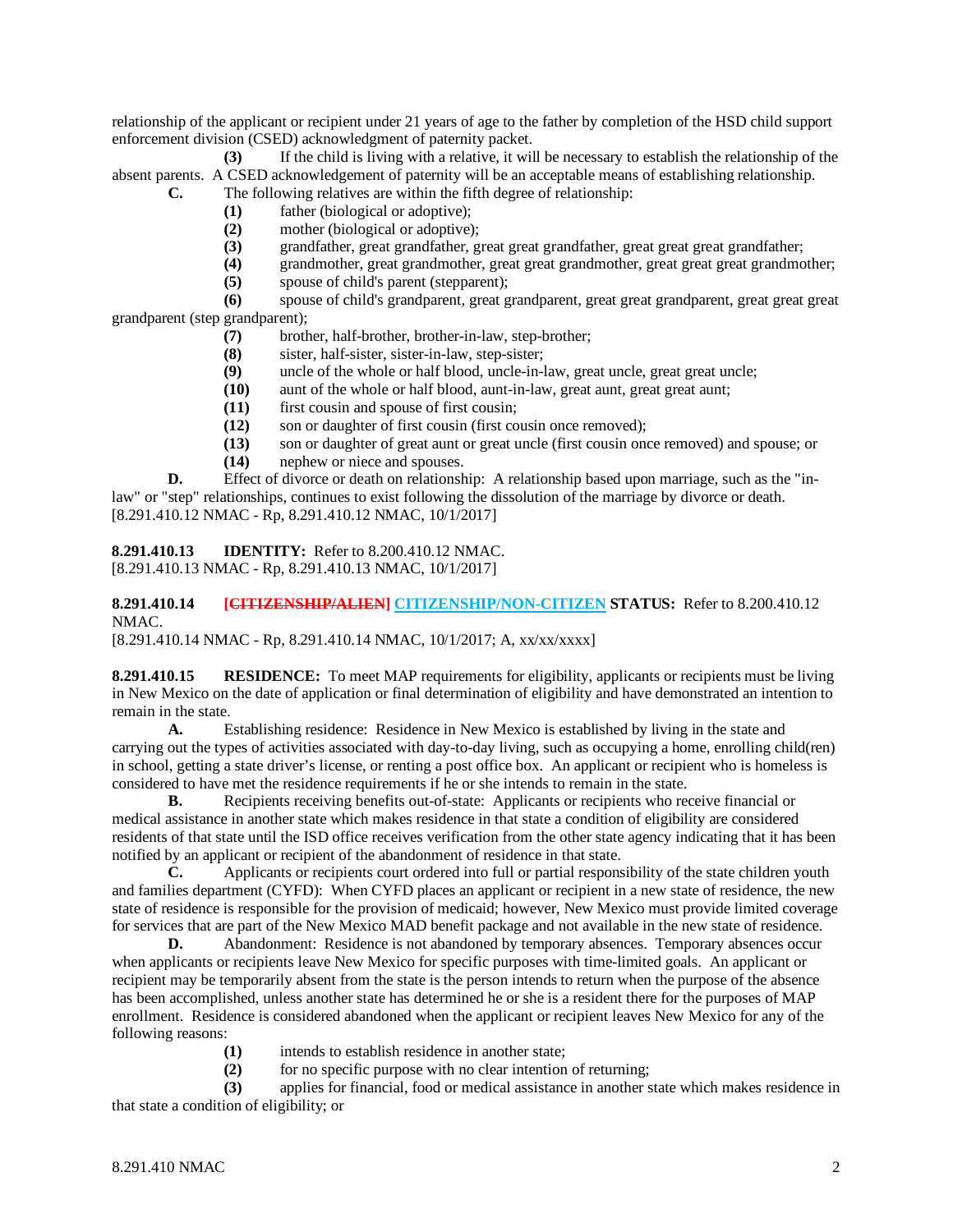relationship of the applicant or recipient under 21 years of age to the father by completion of the HSD child support enforcement division (CSED) acknowledgment of paternity packet.

**(3)** If the child is living with a relative, it will be necessary to establish the relationship of the absent parents. A CSED acknowledgement of paternity will be an acceptable means of establishing relationship.

**C.** The following relatives are within the fifth degree of relationship:

**(1)** father (biological or adoptive);

**(2)** mother (biological or adoptive);

**(3)** grandfather, great grandfather, great great grandfather, great great great grandfather;

**(4)** grandmother, great grandmother, great great grandmother, great great great grandmother;

**(5)** spouse of child's parent (stepparent);

**(6)** spouse of child's grandparent, great grandparent, great great grandparent, great great great grandparent (step grandparent);

**(7)** brother, half-brother, brother-in-law, step-brother;

**(8)** sister, half-sister, sister-in-law, step-sister;

**(9)** uncle of the whole or half blood, uncle-in-law, great uncle, great great uncle;

**(10)** aunt of the whole or half blood, aunt-in-law, great aunt, great great aunt;

**(11)** first cousin and spouse of first cousin;

**(12)** son or daughter of first cousin (first cousin once removed);

**(13)** son or daughter of great aunt or great uncle (first cousin once removed) and spouse; or

**(14)** nephew or niece and spouses.

**D.** Effect of divorce or death on relationship: A relationship based upon marriage, such as the "in-law" or "step" relationships, continues to exist following the dissolution of the marriage by divorce or death.
[8.291.410.12 NMAC - Rp, 8.291.410.12 NMAC, 10/1/2017]

**8.291.410.13 IDENTITY:** Refer to 8.200.410.12 NMAC.
[8.291.410.13 NMAC - Rp, 8.291.410.13 NMAC, 10/1/2017]

**8.291.410.14 [~~CITIZENSHIP/ALIEN~~] CITIZENSHIP/NON-CITIZEN STATUS:** Refer to 8.200.410.12 NMAC.
[8.291.410.14 NMAC - Rp, 8.291.410.14 NMAC, 10/1/2017; A, xx/xx/xxxx]

**8.291.410.15 RESIDENCE:** To meet MAP requirements for eligibility, applicants or recipients must be living in New Mexico on the date of application or final determination of eligibility and have demonstrated an intention to remain in the state.

**A.** Establishing residence: Residence in New Mexico is established by living in the state and carrying out the types of activities associated with day-to-day living, such as occupying a home, enrolling child(ren) in school, getting a state driver's license, or renting a post office box. An applicant or recipient who is homeless is considered to have met the residence requirements if he or she intends to remain in the state.

**B.** Recipients receiving benefits out-of-state: Applicants or recipients who receive financial or medical assistance in another state which makes residence in that state a condition of eligibility are considered residents of that state until the ISD office receives verification from the other state agency indicating that it has been notified by an applicant or recipient of the abandonment of residence in that state.

**C.** Applicants or recipients court ordered into full or partial responsibility of the state children youth and families department (CYFD): When CYFD places an applicant or recipient in a new state of residence, the new state of residence is responsible for the provision of medicaid; however, New Mexico must provide limited coverage for services that are part of the New Mexico MAD benefit package and not available in the new state of residence.

**D.** Abandonment: Residence is not abandoned by temporary absences. Temporary absences occur when applicants or recipients leave New Mexico for specific purposes with time-limited goals. An applicant or recipient may be temporarily absent from the state is the person intends to return when the purpose of the absence has been accomplished, unless another state has determined he or she is a resident there for the purposes of MAP enrollment. Residence is considered abandoned when the applicant or recipient leaves New Mexico for any of the following reasons:

**(1)** intends to establish residence in another state;

**(2)** for no specific purpose with no clear intention of returning;

**(3)** applies for financial, food or medical assistance in another state which makes residence in that state a condition of eligibility; or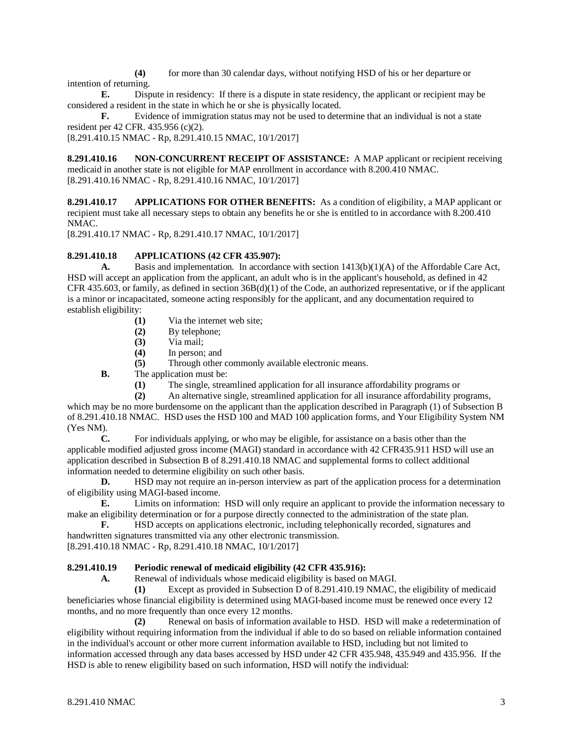**(4)** for more than 30 calendar days, without notifying HSD of his or her departure or intention of returning.

**E.** Dispute in residency: If there is a dispute in state residency, the applicant or recipient may be considered a resident in the state in which he or she is physically located.

**F.** Evidence of immigration status may not be used to determine that an individual is not a state resident per 42 CFR. 435.956 (c)(2).

[8.291.410.15 NMAC - Rp, 8.291.410.15 NMAC, 10/1/2017]

**8.291.410.16 NON-CONCURRENT RECEIPT OF ASSISTANCE:** A MAP applicant or recipient receiving medicaid in another state is not eligible for MAP enrollment in accordance with 8.200.410 NMAC.

[8.291.410.16 NMAC - Rp, 8.291.410.16 NMAC, 10/1/2017]

**8.291.410.17 APPLICATIONS FOR OTHER BENEFITS:** As a condition of eligibility, a MAP applicant or recipient must take all necessary steps to obtain any benefits he or she is entitled to in accordance with 8.200.410 NMAC.

[8.291.410.17 NMAC - Rp, 8.291.410.17 NMAC, 10/1/2017]

**8.291.410.18 APPLICATIONS (42 CFR 435.907):**

**A.** Basis and implementation. In accordance with section 1413(b)(1)(A) of the Affordable Care Act, HSD will accept an application from the applicant, an adult who is in the applicant's household, as defined in 42 CFR 435.603, or family, as defined in section 36B(d)(1) of the Code, an authorized representative, or if the applicant is a minor or incapacitated, someone acting responsibly for the applicant, and any documentation required to establish eligibility:

**(1)** Via the internet web site;

**(2)** By telephone;

**(3)** Via mail;

**(4)** In person; and

**(5)** Through other commonly available electronic means.

**B.** The application must be:

**(1)** The single, streamlined application for all insurance affordability programs or

**(2)** An alternative single, streamlined application for all insurance affordability programs, which may be no more burdensome on the applicant than the application described in Paragraph (1) of Subsection B of 8.291.410.18 NMAC. HSD uses the HSD 100 and MAD 100 application forms, and Your Eligibility System NM (Yes NM).

**C.** For individuals applying, or who may be eligible, for assistance on a basis other than the applicable modified adjusted gross income (MAGI) standard in accordance with 42 CFR435.911 HSD will use an application described in Subsection B of 8.291.410.18 NMAC and supplemental forms to collect additional information needed to determine eligibility on such other basis.

**D.** HSD may not require an in-person interview as part of the application process for a determination of eligibility using MAGI-based income.

**E.** Limits on information: HSD will only require an applicant to provide the information necessary to make an eligibility determination or for a purpose directly connected to the administration of the state plan.

**F.** HSD accepts on applications electronic, including telephonically recorded, signatures and handwritten signatures transmitted via any other electronic transmission.

[8.291.410.18 NMAC - Rp, 8.291.410.18 NMAC, 10/1/2017]

**8.291.410.19 Periodic renewal of medicaid eligibility (42 CFR 435.916):**

**A.** Renewal of individuals whose medicaid eligibility is based on MAGI.

**(1)** Except as provided in Subsection D of 8.291.410.19 NMAC, the eligibility of medicaid beneficiaries whose financial eligibility is determined using MAGI-based income must be renewed once every 12 months, and no more frequently than once every 12 months.

**(2)** Renewal on basis of information available to HSD. HSD will make a redetermination of eligibility without requiring information from the individual if able to do so based on reliable information contained in the individual's account or other more current information available to HSD, including but not limited to information accessed through any data bases accessed by HSD under 42 CFR 435.948, 435.949 and 435.956. If the HSD is able to renew eligibility based on such information, HSD will notify the individual: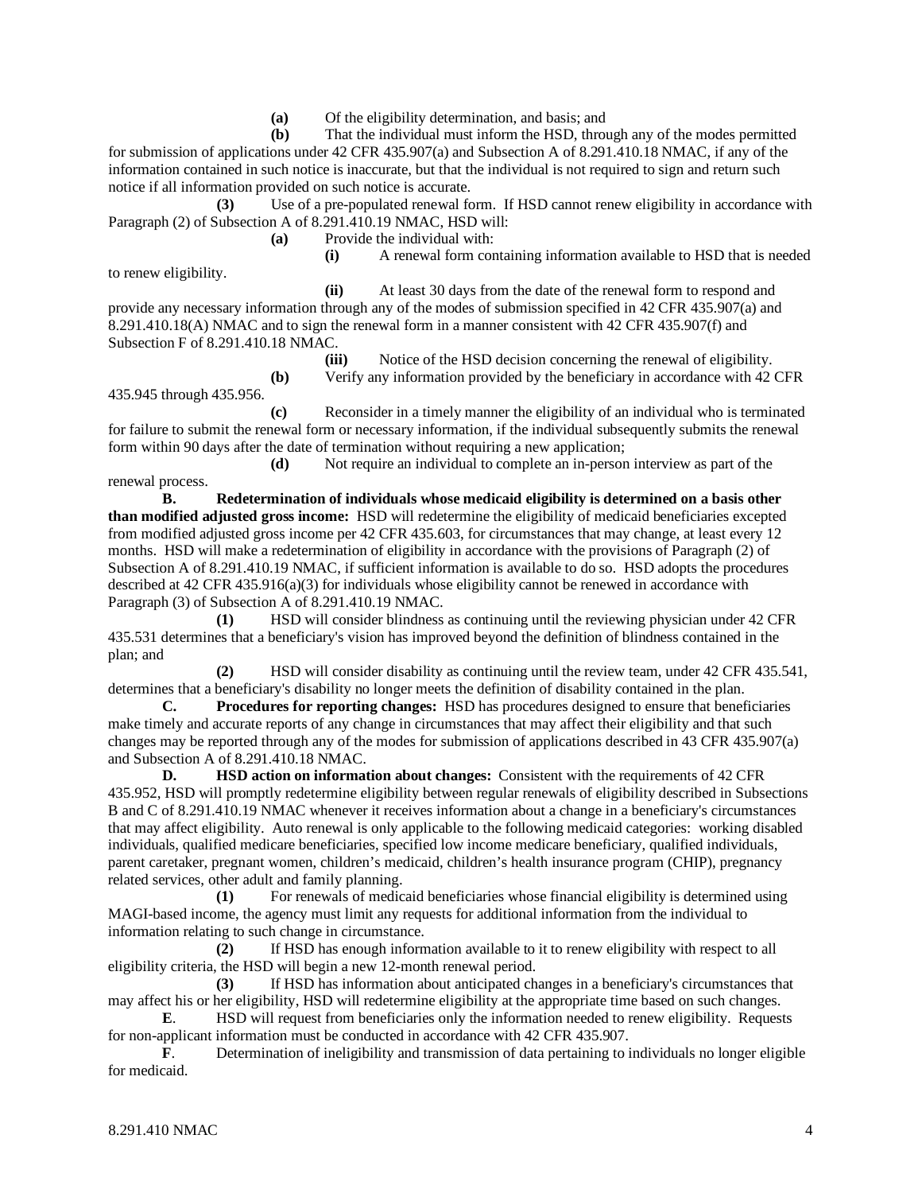**(a)** Of the eligibility determination, and basis; and

**(b)** That the individual must inform the HSD, through any of the modes permitted for submission of applications under 42 CFR 435.907(a) and Subsection A of 8.291.410.18 NMAC, if any of the information contained in such notice is inaccurate, but that the individual is not required to sign and return such notice if all information provided on such notice is accurate.

**(3)** Use of a pre-populated renewal form. If HSD cannot renew eligibility in accordance with Paragraph (2) of Subsection A of 8.291.410.19 NMAC, HSD will:

**(a)** Provide the individual with:

**(i)** A renewal form containing information available to HSD that is needed to renew eligibility.

**(ii)** At least 30 days from the date of the renewal form to respond and provide any necessary information through any of the modes of submission specified in 42 CFR 435.907(a) and 8.291.410.18(A) NMAC and to sign the renewal form in a manner consistent with 42 CFR 435.907(f) and Subsection F of 8.291.410.18 NMAC.

**(iii)** Notice of the HSD decision concerning the renewal of eligibility.

**(b)** Verify any information provided by the beneficiary in accordance with 42 CFR 435.945 through 435.956.

**(c)** Reconsider in a timely manner the eligibility of an individual who is terminated for failure to submit the renewal form or necessary information, if the individual subsequently submits the renewal form within 90 days after the date of termination without requiring a new application;

**(d)** Not require an individual to complete an in-person interview as part of the renewal process.

**B. Redetermination of individuals whose medicaid eligibility is determined on a basis other than modified adjusted gross income:** HSD will redetermine the eligibility of medicaid beneficiaries excepted from modified adjusted gross income per 42 CFR 435.603, for circumstances that may change, at least every 12 months. HSD will make a redetermination of eligibility in accordance with the provisions of Paragraph (2) of Subsection A of 8.291.410.19 NMAC, if sufficient information is available to do so. HSD adopts the procedures described at 42 CFR 435.916(a)(3) for individuals whose eligibility cannot be renewed in accordance with Paragraph (3) of Subsection A of 8.291.410.19 NMAC.

**(1)** HSD will consider blindness as continuing until the reviewing physician under 42 CFR 435.531 determines that a beneficiary's vision has improved beyond the definition of blindness contained in the plan; and

**(2)** HSD will consider disability as continuing until the review team, under 42 CFR 435.541, determines that a beneficiary's disability no longer meets the definition of disability contained in the plan.

**C. Procedures for reporting changes:** HSD has procedures designed to ensure that beneficiaries make timely and accurate reports of any change in circumstances that may affect their eligibility and that such changes may be reported through any of the modes for submission of applications described in 43 CFR 435.907(a) and Subsection A of 8.291.410.18 NMAC.

**D. HSD action on information about changes:** Consistent with the requirements of 42 CFR 435.952, HSD will promptly redetermine eligibility between regular renewals of eligibility described in Subsections B and C of 8.291.410.19 NMAC whenever it receives information about a change in a beneficiary's circumstances that may affect eligibility. Auto renewal is only applicable to the following medicaid categories: working disabled individuals, qualified medicare beneficiaries, specified low income medicare beneficiary, qualified individuals, parent caretaker, pregnant women, children's medicaid, children's health insurance program (CHIP), pregnancy related services, other adult and family planning.

**(1)** For renewals of medicaid beneficiaries whose financial eligibility is determined using MAGI-based income, the agency must limit any requests for additional information from the individual to information relating to such change in circumstance.

**(2)** If HSD has enough information available to it to renew eligibility with respect to all eligibility criteria, the HSD will begin a new 12-month renewal period.

**(3)** If HSD has information about anticipated changes in a beneficiary's circumstances that may affect his or her eligibility, HSD will redetermine eligibility at the appropriate time based on such changes.

**E**. HSD will request from beneficiaries only the information needed to renew eligibility. Requests for non-applicant information must be conducted in accordance with 42 CFR 435.907.

**F**. Determination of ineligibility and transmission of data pertaining to individuals no longer eligible for medicaid.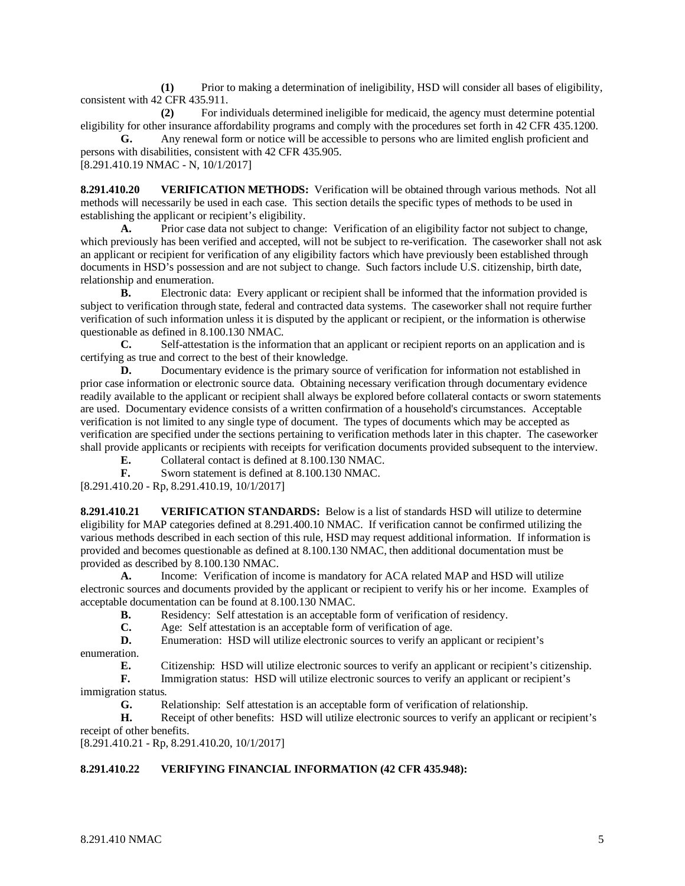**(1)** Prior to making a determination of ineligibility, HSD will consider all bases of eligibility, consistent with 42 CFR 435.911.

**(2)** For individuals determined ineligible for medicaid, the agency must determine potential eligibility for other insurance affordability programs and comply with the procedures set forth in 42 CFR 435.1200.

**G.** Any renewal form or notice will be accessible to persons who are limited english proficient and persons with disabilities, consistent with 42 CFR 435.905.

[8.291.410.19 NMAC - N, 10/1/2017]

**8.291.410.20 VERIFICATION METHODS:** Verification will be obtained through various methods. Not all methods will necessarily be used in each case. This section details the specific types of methods to be used in establishing the applicant or recipient's eligibility.

**A.** Prior case data not subject to change: Verification of an eligibility factor not subject to change, which previously has been verified and accepted, will not be subject to re-verification. The caseworker shall not ask an applicant or recipient for verification of any eligibility factors which have previously been established through documents in HSD's possession and are not subject to change. Such factors include U.S. citizenship, birth date, relationship and enumeration.

**B.** Electronic data: Every applicant or recipient shall be informed that the information provided is subject to verification through state, federal and contracted data systems. The caseworker shall not require further verification of such information unless it is disputed by the applicant or recipient, or the information is otherwise questionable as defined in 8.100.130 NMAC.

**C.** Self-attestation is the information that an applicant or recipient reports on an application and is certifying as true and correct to the best of their knowledge.

**D.** Documentary evidence is the primary source of verification for information not established in prior case information or electronic source data. Obtaining necessary verification through documentary evidence readily available to the applicant or recipient shall always be explored before collateral contacts or sworn statements are used. Documentary evidence consists of a written confirmation of a household's circumstances. Acceptable verification is not limited to any single type of document. The types of documents which may be accepted as verification are specified under the sections pertaining to verification methods later in this chapter. The caseworker shall provide applicants or recipients with receipts for verification documents provided subsequent to the interview.

**E.** Collateral contact is defined at 8.100.130 NMAC.

**F.** Sworn statement is defined at 8.100.130 NMAC.

[8.291.410.20 - Rp, 8.291.410.19, 10/1/2017]

**8.291.410.21 VERIFICATION STANDARDS:** Below is a list of standards HSD will utilize to determine eligibility for MAP categories defined at 8.291.400.10 NMAC. If verification cannot be confirmed utilizing the various methods described in each section of this rule, HSD may request additional information. If information is provided and becomes questionable as defined at 8.100.130 NMAC, then additional documentation must be provided as described by 8.100.130 NMAC.

**A.** Income: Verification of income is mandatory for ACA related MAP and HSD will utilize electronic sources and documents provided by the applicant or recipient to verify his or her income. Examples of acceptable documentation can be found at 8.100.130 NMAC.

**B.** Residency: Self attestation is an acceptable form of verification of residency.

**C.** Age: Self attestation is an acceptable form of verification of age.

**D.** Enumeration: HSD will utilize electronic sources to verify an applicant or recipient's enumeration.

**E.** Citizenship: HSD will utilize electronic sources to verify an applicant or recipient's citizenship.

**F.** Immigration status: HSD will utilize electronic sources to verify an applicant or recipient's immigration status.

**G.** Relationship: Self attestation is an acceptable form of verification of relationship.

**H.** Receipt of other benefits: HSD will utilize electronic sources to verify an applicant or recipient's receipt of other benefits.

[8.291.410.21 - Rp, 8.291.410.20, 10/1/2017]

**8.291.410.22 VERIFYING FINANCIAL INFORMATION (42 CFR 435.948):**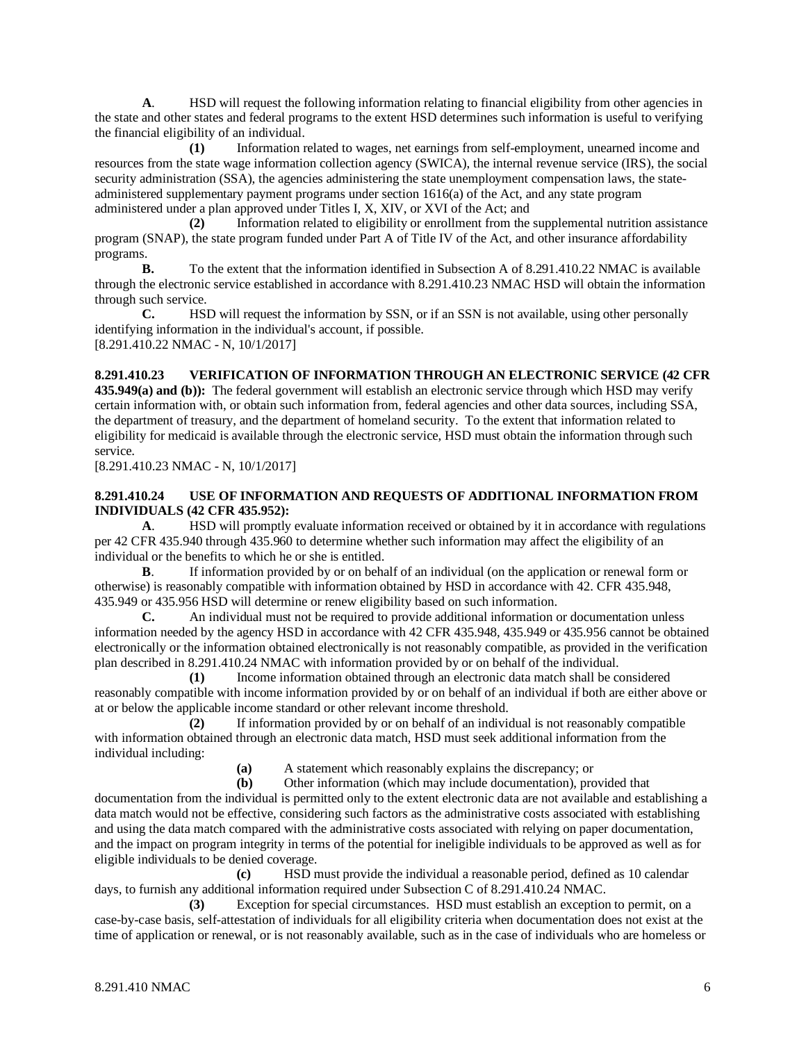**A**. HSD will request the following information relating to financial eligibility from other agencies in the state and other states and federal programs to the extent HSD determines such information is useful to verifying the financial eligibility of an individual.

**(1)** Information related to wages, net earnings from self-employment, unearned income and resources from the state wage information collection agency (SWICA), the internal revenue service (IRS), the social security administration (SSA), the agencies administering the state unemployment compensation laws, the state-administered supplementary payment programs under section 1616(a) of the Act, and any state program administered under a plan approved under Titles I, X, XIV, or XVI of the Act; and

**(2)** Information related to eligibility or enrollment from the supplemental nutrition assistance program (SNAP), the state program funded under Part A of Title IV of the Act, and other insurance affordability programs.

**B.** To the extent that the information identified in Subsection A of 8.291.410.22 NMAC is available through the electronic service established in accordance with 8.291.410.23 NMAC HSD will obtain the information through such service.

**C.** HSD will request the information by SSN, or if an SSN is not available, using other personally identifying information in the individual's account, if possible.

[8.291.410.22 NMAC - N, 10/1/2017]

**8.291.410.23 VERIFICATION OF INFORMATION THROUGH AN ELECTRONIC SERVICE (42 CFR 435.949(a) and (b)):** The federal government will establish an electronic service through which HSD may verify certain information with, or obtain such information from, federal agencies and other data sources, including SSA, the department of treasury, and the department of homeland security. To the extent that information related to eligibility for medicaid is available through the electronic service, HSD must obtain the information through such service.

[8.291.410.23 NMAC - N, 10/1/2017]

**8.291.410.24 USE OF INFORMATION AND REQUESTS OF ADDITIONAL INFORMATION FROM INDIVIDUALS (42 CFR 435.952):**

**A**. HSD will promptly evaluate information received or obtained by it in accordance with regulations per 42 CFR 435.940 through 435.960 to determine whether such information may affect the eligibility of an individual or the benefits to which he or she is entitled.

**B**. If information provided by or on behalf of an individual (on the application or renewal form or otherwise) is reasonably compatible with information obtained by HSD in accordance with 42. CFR 435.948, 435.949 or 435.956 HSD will determine or renew eligibility based on such information.

**C.** An individual must not be required to provide additional information or documentation unless information needed by the agency HSD in accordance with 42 CFR 435.948, 435.949 or 435.956 cannot be obtained electronically or the information obtained electronically is not reasonably compatible, as provided in the verification plan described in 8.291.410.24 NMAC with information provided by or on behalf of the individual.

**(1)** Income information obtained through an electronic data match shall be considered reasonably compatible with income information provided by or on behalf of an individual if both are either above or at or below the applicable income standard or other relevant income threshold.

**(2)** If information provided by or on behalf of an individual is not reasonably compatible with information obtained through an electronic data match, HSD must seek additional information from the individual including:

**(a)** A statement which reasonably explains the discrepancy; or

**(b)** Other information (which may include documentation), provided that documentation from the individual is permitted only to the extent electronic data are not available and establishing a data match would not be effective, considering such factors as the administrative costs associated with establishing and using the data match compared with the administrative costs associated with relying on paper documentation, and the impact on program integrity in terms of the potential for ineligible individuals to be approved as well as for eligible individuals to be denied coverage.

**(c)** HSD must provide the individual a reasonable period, defined as 10 calendar days, to furnish any additional information required under Subsection C of 8.291.410.24 NMAC.

**(3)** Exception for special circumstances. HSD must establish an exception to permit, on a case-by-case basis, self-attestation of individuals for all eligibility criteria when documentation does not exist at the time of application or renewal, or is not reasonably available, such as in the case of individuals who are homeless or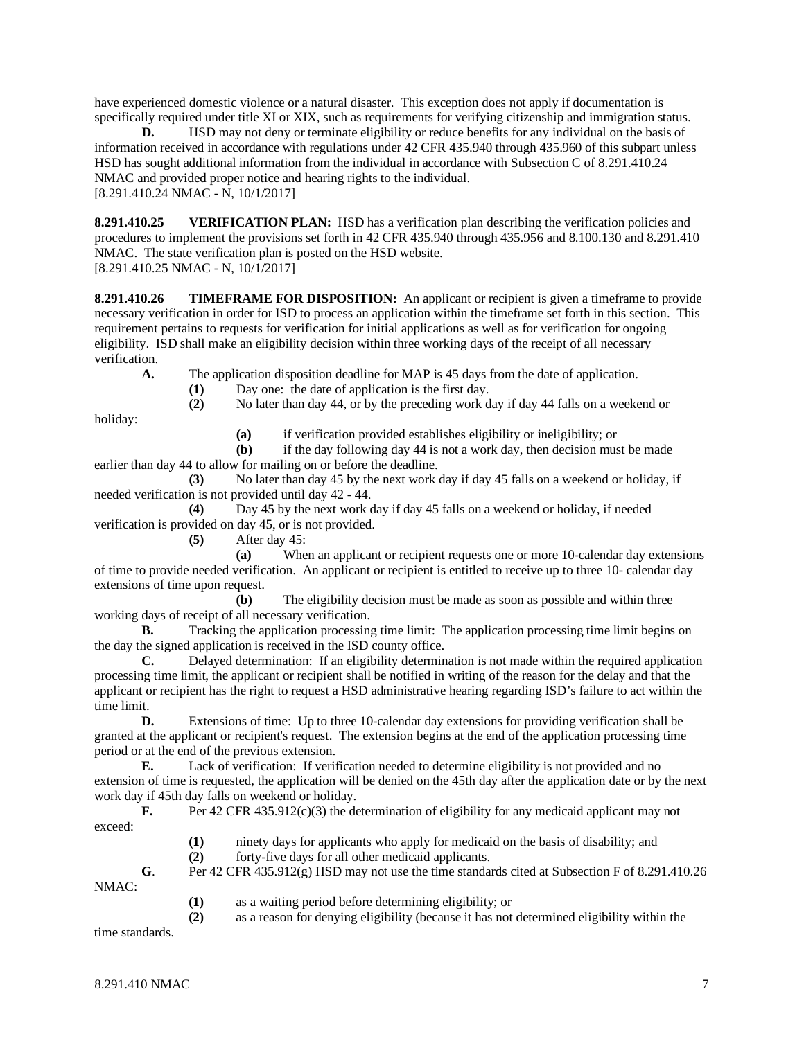have experienced domestic violence or a natural disaster. This exception does not apply if documentation is specifically required under title XI or XIX, such as requirements for verifying citizenship and immigration status.

**D.** HSD may not deny or terminate eligibility or reduce benefits for any individual on the basis of information received in accordance with regulations under 42 CFR 435.940 through 435.960 of this subpart unless HSD has sought additional information from the individual in accordance with Subsection C of 8.291.410.24 NMAC and provided proper notice and hearing rights to the individual.
[8.291.410.24 NMAC - N, 10/1/2017]

**8.291.410.25 VERIFICATION PLAN:** HSD has a verification plan describing the verification policies and procedures to implement the provisions set forth in 42 CFR 435.940 through 435.956 and 8.100.130 and 8.291.410 NMAC. The state verification plan is posted on the HSD website.
[8.291.410.25 NMAC - N, 10/1/2017]

**8.291.410.26 TIMEFRAME FOR DISPOSITION:** An applicant or recipient is given a timeframe to provide necessary verification in order for ISD to process an application within the timeframe set forth in this section. This requirement pertains to requests for verification for initial applications as well as for verification for ongoing eligibility. ISD shall make an eligibility decision within three working days of the receipt of all necessary verification.

**A.** The application disposition deadline for MAP is 45 days from the date of application.

**(1)** Day one: the date of application is the first day.

**(2)** No later than day 44, or by the preceding work day if day 44 falls on a weekend or holiday:

**(a)** if verification provided establishes eligibility or ineligibility; or

**(b)** if the day following day 44 is not a work day, then decision must be made earlier than day 44 to allow for mailing on or before the deadline.

**(3)** No later than day 45 by the next work day if day 45 falls on a weekend or holiday, if needed verification is not provided until day 42 - 44.

**(4)** Day 45 by the next work day if day 45 falls on a weekend or holiday, if needed verification is provided on day 45, or is not provided.

**(5)** After day 45:

**(a)** When an applicant or recipient requests one or more 10-calendar day extensions of time to provide needed verification. An applicant or recipient is entitled to receive up to three 10- calendar day extensions of time upon request.

**(b)** The eligibility decision must be made as soon as possible and within three working days of receipt of all necessary verification.

**B.** Tracking the application processing time limit: The application processing time limit begins on the day the signed application is received in the ISD county office.

**C.** Delayed determination: If an eligibility determination is not made within the required application processing time limit, the applicant or recipient shall be notified in writing of the reason for the delay and that the applicant or recipient has the right to request a HSD administrative hearing regarding ISD's failure to act within the time limit.

**D.** Extensions of time: Up to three 10-calendar day extensions for providing verification shall be granted at the applicant or recipient's request. The extension begins at the end of the application processing time period or at the end of the previous extension.

**E.** Lack of verification: If verification needed to determine eligibility is not provided and no extension of time is requested, the application will be denied on the 45th day after the application date or by the next work day if 45th day falls on weekend or holiday.

**F.** Per 42 CFR 435.912(c)(3) the determination of eligibility for any medicaid applicant may not exceed:

**(1)** ninety days for applicants who apply for medicaid on the basis of disability; and

**(2)** forty-five days for all other medicaid applicants.

**G**. Per 42 CFR 435.912(g) HSD may not use the time standards cited at Subsection F of 8.291.410.26 NMAC:

**(1)** as a waiting period before determining eligibility; or

**(2)** as a reason for denying eligibility (because it has not determined eligibility within the time standards.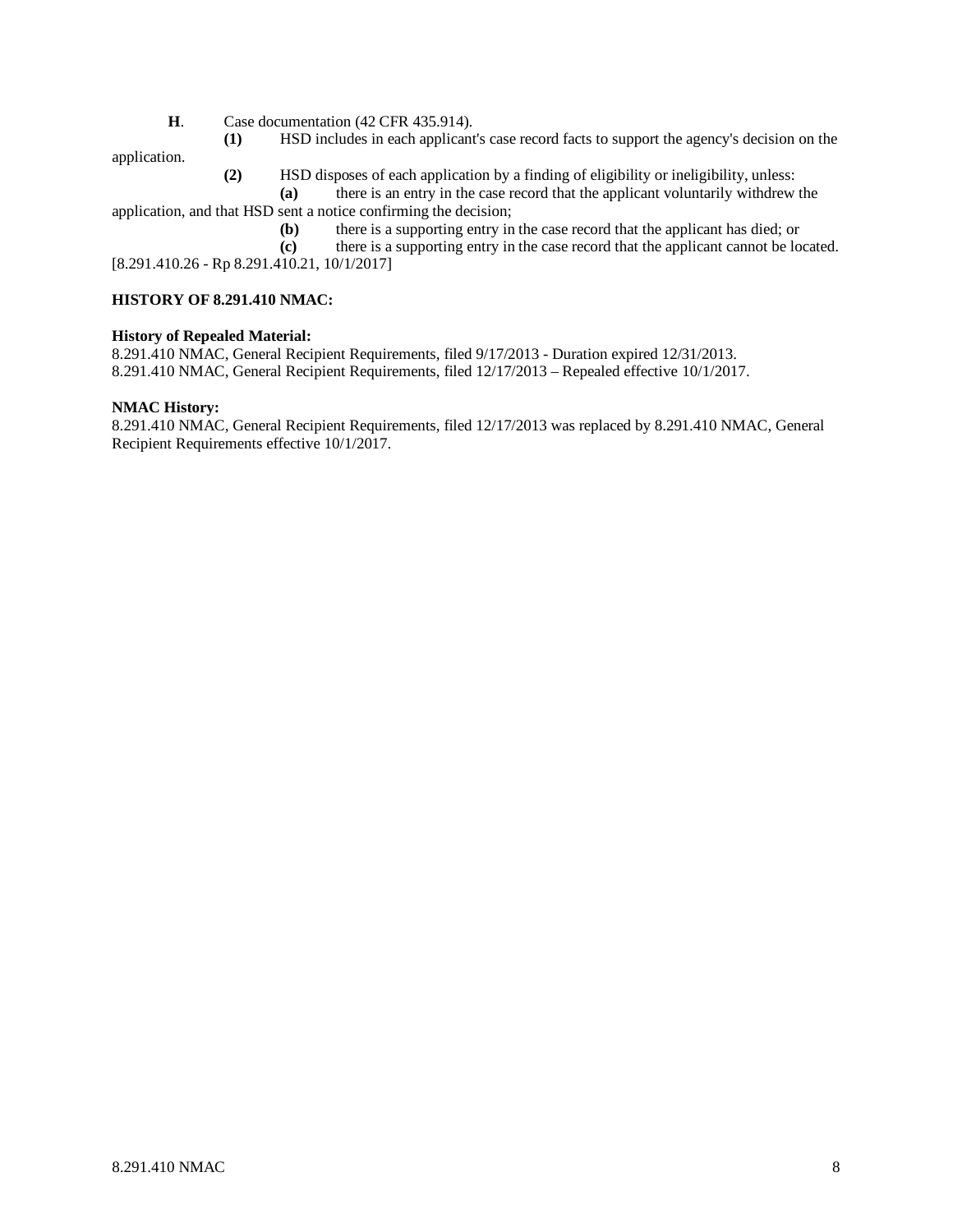**H**. Case documentation (42 CFR 435.914).

**(1)** HSD includes in each applicant's case record facts to support the agency's decision on the application.

**(2)** HSD disposes of each application by a finding of eligibility or ineligibility, unless:

**(a)** there is an entry in the case record that the applicant voluntarily withdrew the application, and that HSD sent a notice confirming the decision;

**(b)** there is a supporting entry in the case record that the applicant has died; or

**(c)** there is a supporting entry in the case record that the applicant cannot be located.

[8.291.410.26 - Rp 8.291.410.21, 10/1/2017]

**HISTORY OF 8.291.410 NMAC:**

**History of Repealed Material:**

8.291.410 NMAC, General Recipient Requirements, filed 9/17/2013 - Duration expired 12/31/2013.

8.291.410 NMAC, General Recipient Requirements, filed 12/17/2013 – Repealed effective 10/1/2017.

**NMAC History:**

8.291.410 NMAC, General Recipient Requirements, filed 12/17/2013 was replaced by 8.291.410 NMAC, General Recipient Requirements effective 10/1/2017.